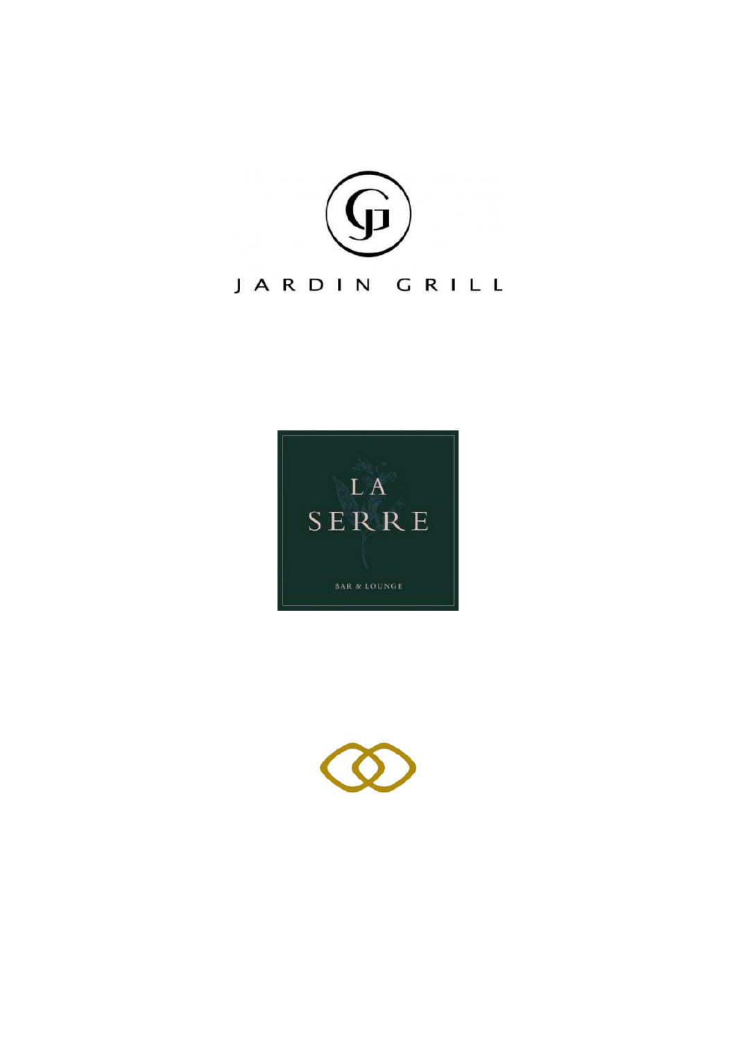JARDIN GRILL

LA SERRE

BAR & LOUNGE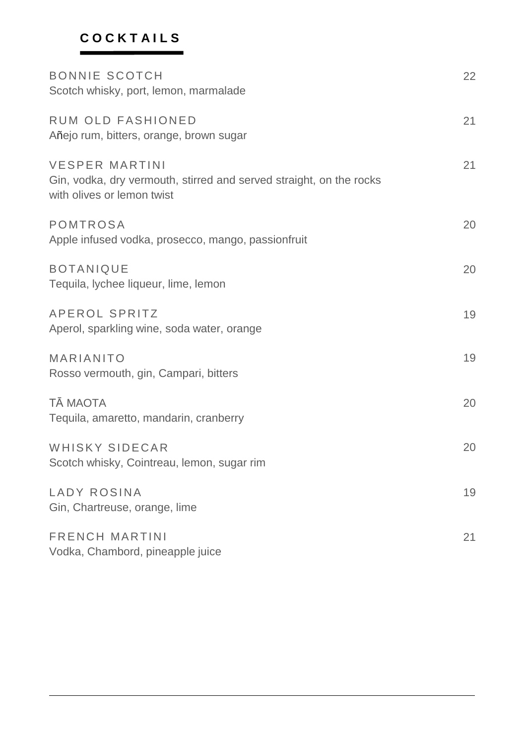## COCKTAILS

**BONNIE SCOTCH** 22
Scotch whisky, port, lemon, marmalade

**RUM OLD FASHIONED** 21
Añejo rum, bitters, orange, brown sugar

**VESPER MARTINI** 21
Gin, vodka, dry vermouth, stirred and served straight, on the rocks with olives or lemon twist

**POMTROSA** 20
Apple infused vodka, prosecco, mango, passionfruit

**BOTANIQUE** 20
Tequila, lychee liqueur, lime, lemon

**APEROL SPRITZ** 19
Aperol, sparkling wine, soda water, orange

**MARIANITO** 19
Rosso vermouth, gin, Campari, bitters

**TĀ MAOTA** 20
Tequila, amaretto, mandarin, cranberry

**WHISKY SIDECAR** 20
Scotch whisky, Cointreau, lemon, sugar rim

**LADY ROSINA** 19
Gin, Chartreuse, orange, lime

**FRENCH MARTINI** 21
Vodka, Chambord, pineapple juice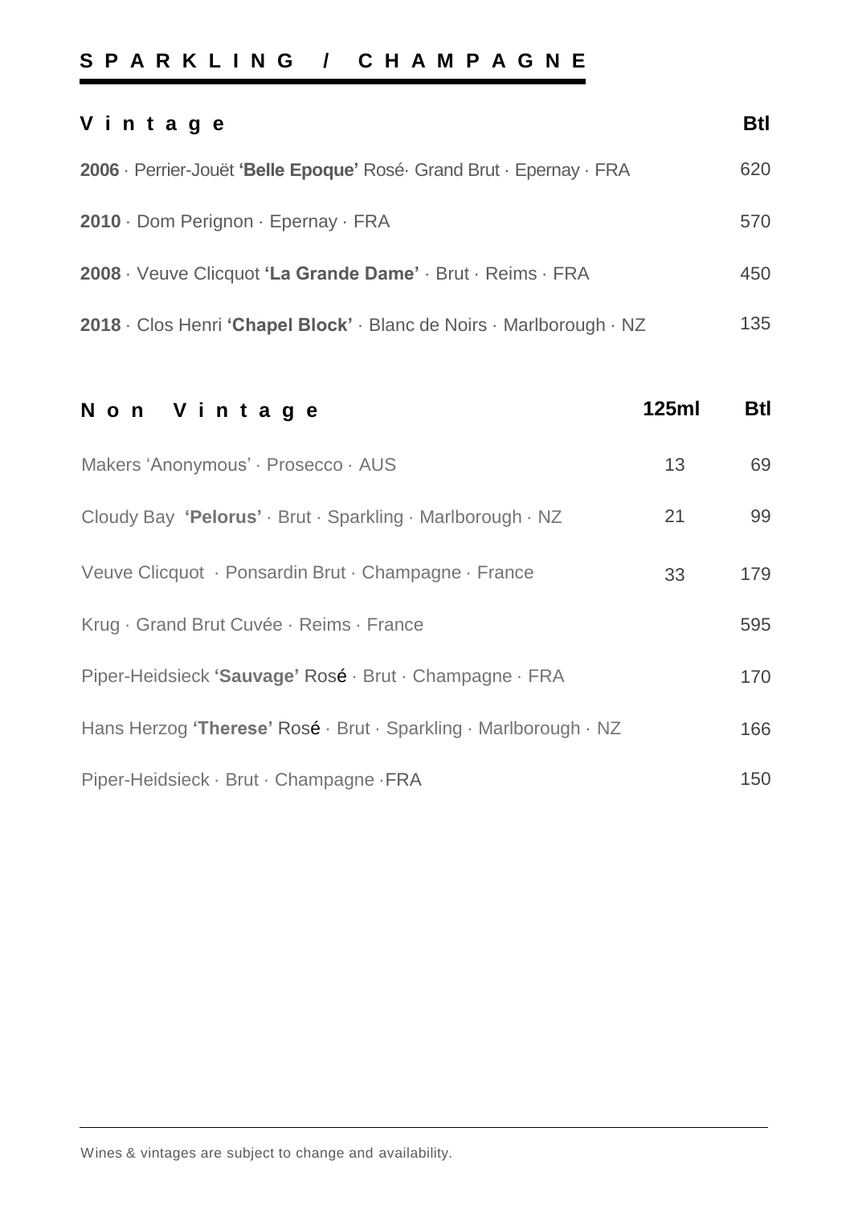## SPARKLING / CHAMPAGNE

| **Vintage** | **Btl** |
|---|---|
| **2006** · Perrier-Jouët **'Belle Epoque'** Rosé· Grand Brut · Epernay · FRA | 620 |
| **2010** · Dom Perignon · Epernay · FRA | 570 |
| **2008** · Veuve Clicquot **'La Grande Dame'** · Brut · Reims · FRA | 450 |
| **2018** · Clos Henri **'Chapel Block'** · Blanc de Noirs · Marlborough · NZ | 135 |

| **Non Vintage** | **125ml** | **Btl** |
|---|---|---|
| Makers 'Anonymous' · Prosecco · AUS | 13 | 69 |
| Cloudy Bay **'Pelorus'** · Brut · Sparkling · Marlborough · NZ | 21 | 99 |
| Veuve Clicquot · Ponsardin Brut · Champagne · France | 33 | 179 |
| Krug · Grand Brut Cuvée · Reims · France | | 595 |
| Piper-Heidsieck **'Sauvage'** Rosé · Brut · Champagne · FRA | | 170 |
| Hans Herzog **'Therese'** Rosé · Brut · Sparkling · Marlborough · NZ | | 166 |
| Piper-Heidsieck · Brut · Champagne ·FRA | | 150 |

Wines & vintages are subject to change and availability.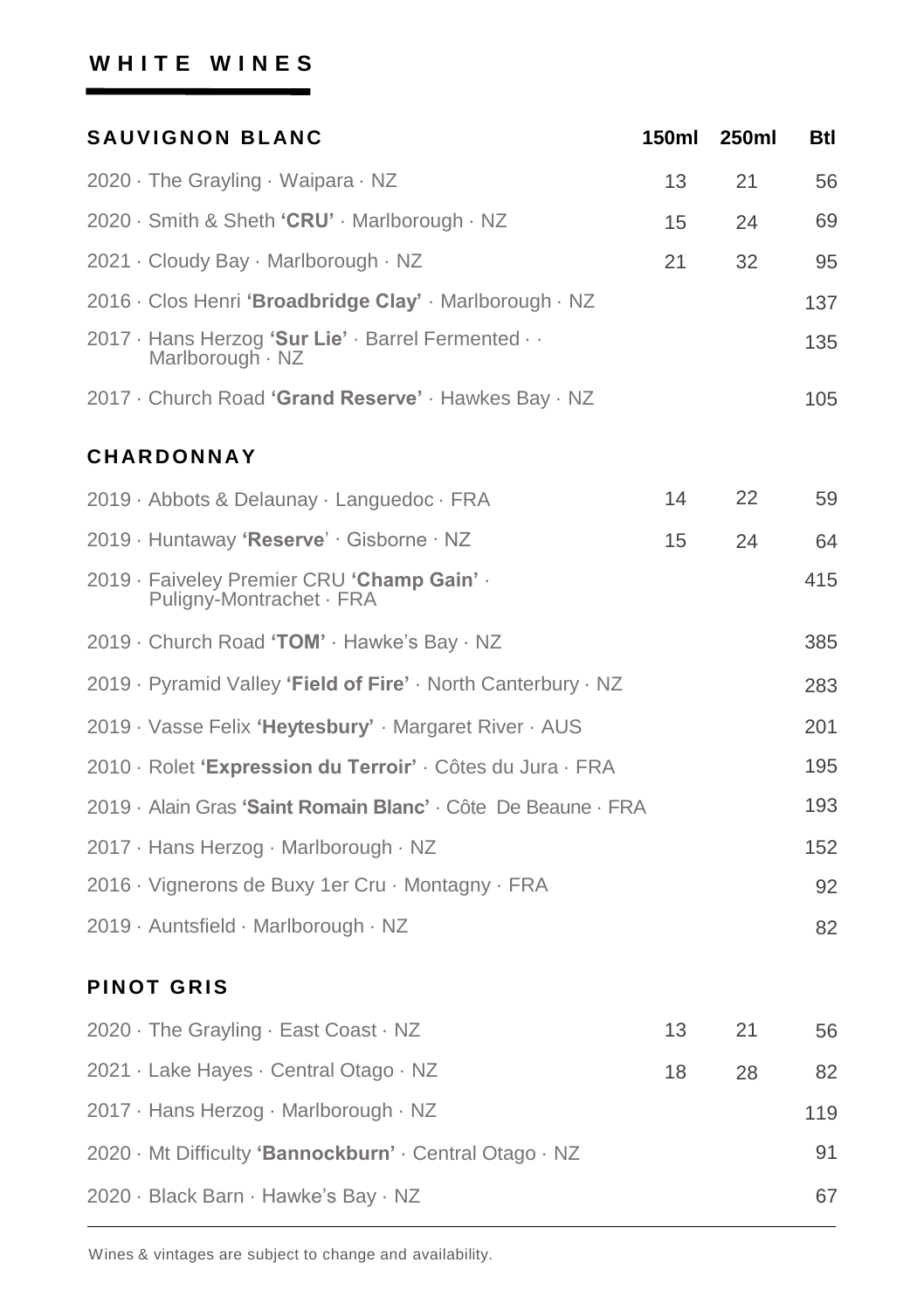## WHITE WINES

| SAUVIGNON BLANC | 150ml | 250ml | Btl |
|---|---|---|---|
| 2020 · The Grayling · Waipara · NZ | 13 | 21 | 56 |
| 2020 · Smith & Sheth **'CRU'** · Marlborough · NZ | 15 | 24 | 69 |
| 2021 · Cloudy Bay · Marlborough · NZ | 21 | 32 | 95 |
| 2016 · Clos Henri **'Broadbridge Clay'** · Marlborough · NZ | | | 137 |
| 2017 · Hans Herzog **'Sur Lie'** · Barrel Fermented · · Marlborough · NZ | | | 135 |
| 2017 · Church Road **'Grand Reserve'** · Hawkes Bay · NZ | | | 105 |

| CHARDONNAY | 150ml | 250ml | Btl |
|---|---|---|---|
| 2019 · Abbots & Delaunay · Languedoc · FRA | 14 | 22 | 59 |
| 2019 · Huntaway **'Reserve'** · Gisborne · NZ | 15 | 24 | 64 |
| 2019 · Faiveley Premier CRU **'Champ Gain'** · Puligny-Montrachet · FRA | | | 415 |
| 2019 · Church Road **'TOM'** · Hawke's Bay · NZ | | | 385 |
| 2019 · Pyramid Valley **'Field of Fire'** · North Canterbury · NZ | | | 283 |
| 2019 · Vasse Felix **'Heytesbury'** · Margaret River · AUS | | | 201 |
| 2010 · Rolet **'Expression du Terroir'** · Côtes du Jura · FRA | | | 195 |
| 2019 · Alain Gras **'Saint Romain Blanc'** · Côte De Beaune · FRA | | | 193 |
| 2017 · Hans Herzog · Marlborough · NZ | | | 152 |
| 2016 · Vignerons de Buxy 1er Cru · Montagny · FRA | | | 92 |
| 2019 · Auntsfield · Marlborough · NZ | | | 82 |

| PINOT GRIS | 150ml | 250ml | Btl |
|---|---|---|---|
| 2020 · The Grayling · East Coast · NZ | 13 | 21 | 56 |
| 2021 · Lake Hayes · Central Otago · NZ | 18 | 28 | 82 |
| 2017 · Hans Herzog · Marlborough · NZ | | | 119 |
| 2020 · Mt Difficulty **'Bannockburn'** · Central Otago · NZ | | | 91 |
| 2020 · Black Barn · Hawke's Bay · NZ | | | 67 |

Wines & vintages are subject to change and availability.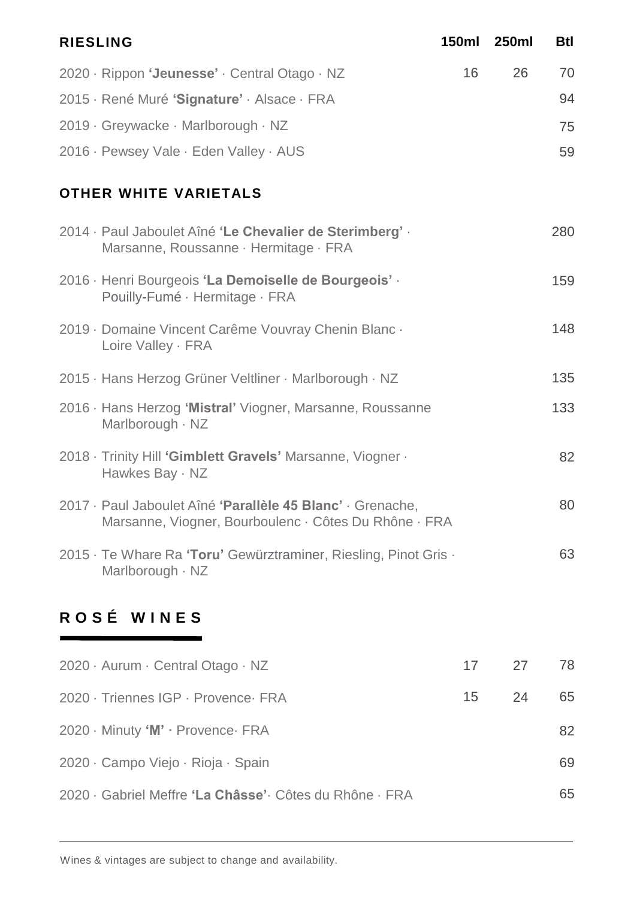| RIESLING | 150ml | 250ml | Btl |
|---|---|---|---|
| 2020 · Rippon **'Jeunesse'** · Central Otago · NZ | 16 | 26 | 70 |
| 2015 · René Muré **'Signature'** · Alsace · FRA | | | 94 |
| 2019 · Greywacke · Marlborough · NZ | | | 75 |
| 2016 · Pewsey Vale · Eden Valley · AUS | | | 59 |

## OTHER WHITE VARIETALS

| Wine | Btl |
|---|---|
| 2014 · Paul Jaboulet Aîné **'Le Chevalier de Sterimberg'** · Marsanne, Roussanne · Hermitage · FRA | 280 |
| 2016 · Henri Bourgeois **'La Demoiselle de Bourgeois'** · Pouilly-Fumé · Hermitage · FRA | 159 |
| 2019 · Domaine Vincent Carême Vouvray Chenin Blanc · Loire Valley · FRA | 148 |
| 2015 · Hans Herzog Grüner Veltliner · Marlborough · NZ | 135 |
| 2016 · Hans Herzog **'Mistral'** Viogner, Marsanne, Roussanne Marlborough · NZ | 133 |
| 2018 · Trinity Hill **'Gimblett Gravels'** Marsanne, Viogner · Hawkes Bay · NZ | 82 |
| 2017 · Paul Jaboulet Aîné **'Parallèle 45 Blanc'** · Grenache, Marsanne, Viogner, Bourboulenc · Côtes Du Rhône · FRA | 80 |
| 2015 · Te Whare Ra **'Toru'** Gewürztraminer, Riesling, Pinot Gris · Marlborough · NZ | 63 |

## ROSÉ WINES

| Wine | 150ml | 250ml | Btl |
|---|---|---|---|
| 2020 · Aurum · Central Otago · NZ | 17 | 27 | 78 |
| 2020 · Triennes IGP · Provence· FRA | 15 | 24 | 65 |
| 2020 · Minuty **'M'** · Provence· FRA | | | 82 |
| 2020 · Campo Viejo · Rioja · Spain | | | 69 |
| 2020 · Gabriel Meffre **'La Châsse'**· Côtes du Rhône · FRA | | | 65 |

Wines & vintages are subject to change and availability.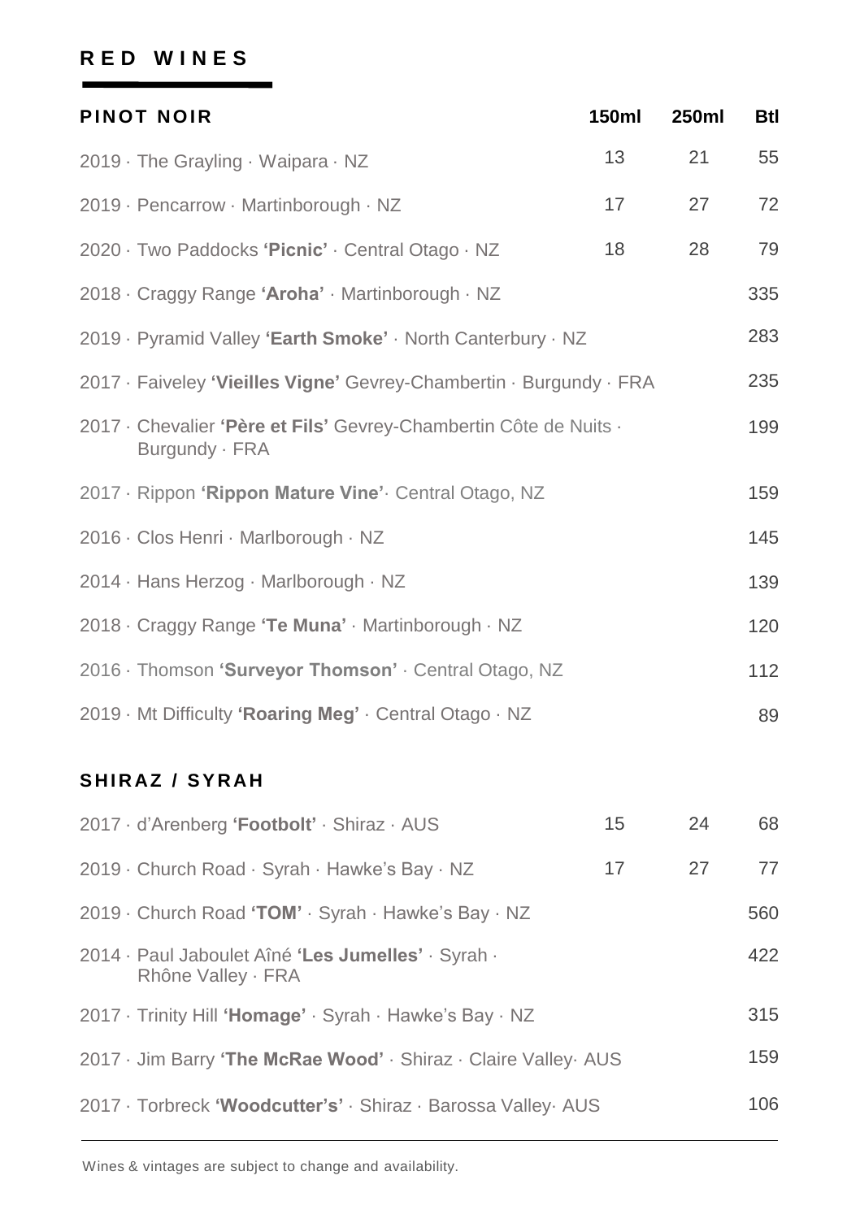## RED WINES

| PINOT NOIR | 150ml | 250ml | Btl |
|---|---|---|---|
| 2019 · The Grayling · Waipara · NZ | 13 | 21 | 55 |
| 2019 · Pencarrow · Martinborough · NZ | 17 | 27 | 72 |
| 2020 · Two Paddocks **'Picnic'** · Central Otago · NZ | 18 | 28 | 79 |
| 2018 · Craggy Range **'Aroha'** · Martinborough · NZ | | | 335 |
| 2019 · Pyramid Valley **'Earth Smoke'** · North Canterbury · NZ | | | 283 |
| 2017 · Faiveley **'Vieilles Vigne'** Gevrey-Chambertin · Burgundy · FRA | | | 235 |
| 2017 · Chevalier **'Père et Fils'** Gevrey-Chambertin Côte de Nuits · Burgundy · FRA | | | 199 |
| 2017 · Rippon **'Rippon Mature Vine'**· Central Otago, NZ | | | 159 |
| 2016 · Clos Henri · Marlborough · NZ | | | 145 |
| 2014 · Hans Herzog · Marlborough · NZ | | | 139 |
| 2018 · Craggy Range **'Te Muna'** · Martinborough · NZ | | | 120 |
| 2016 · Thomson **'Surveyor Thomson'** · Central Otago, NZ | | | 112 |
| 2019 · Mt Difficulty **'Roaring Meg'** · Central Otago · NZ | | | 89 |

| SHIRAZ / SYRAH | 150ml | 250ml | Btl |
|---|---|---|---|
| 2017 · d'Arenberg **'Footbolt'** · Shiraz · AUS | 15 | 24 | 68 |
| 2019 · Church Road · Syrah · Hawke's Bay · NZ | 17 | 27 | 77 |
| 2019 · Church Road **'TOM'** · Syrah · Hawke's Bay · NZ | | | 560 |
| 2014 · Paul Jaboulet Aîné **'Les Jumelles'** · Syrah · Rhône Valley · FRA | | | 422 |
| 2017 · Trinity Hill **'Homage'** · Syrah · Hawke's Bay · NZ | | | 315 |
| 2017 · Jim Barry **'The McRae Wood'** · Shiraz · Claire Valley· AUS | | | 159 |
| 2017 · Torbreck **'Woodcutter's'** · Shiraz · Barossa Valley· AUS | | | 106 |

Wines & vintages are subject to change and availability.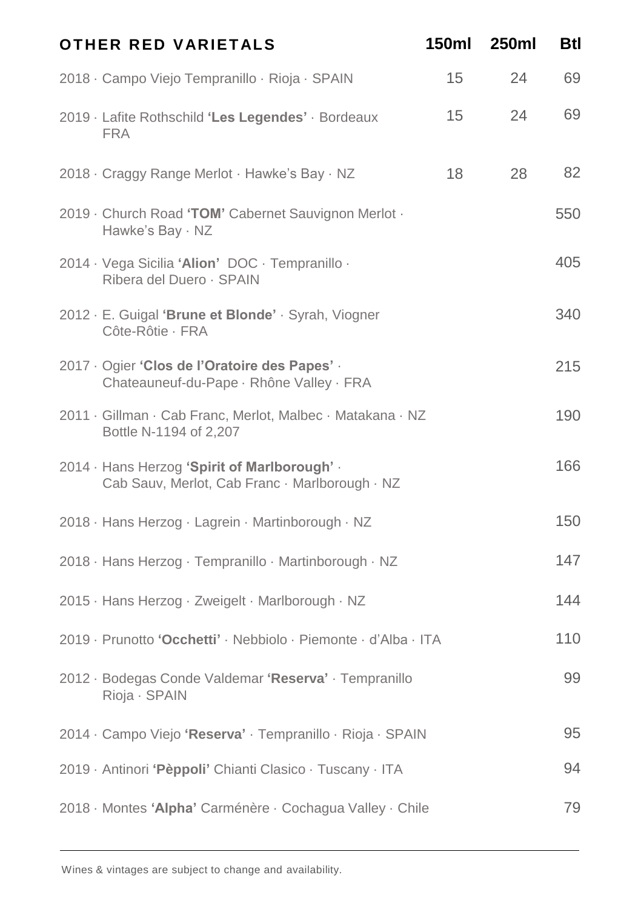| OTHER RED VARIETALS | 150ml | 250ml | Btl |
|---|---|---|---|
| 2018 · Campo Viejo Tempranillo · Rioja · SPAIN | 15 | 24 | 69 |
| 2019 · Lafite Rothschild **'Les Legendes'** · Bordeaux FRA | 15 | 24 | 69 |
| 2018 · Craggy Range Merlot · Hawke's Bay · NZ | 18 | 28 | 82 |
| 2019 · Church Road **'TOM'** Cabernet Sauvignon Merlot · Hawke's Bay · NZ | | | 550 |
| 2014 · Vega Sicilia **'Alion'** DOC · Tempranillo · Ribera del Duero · SPAIN | | | 405 |
| 2012 · E. Guigal **'Brune et Blonde'** · Syrah, Viogner Côte-Rôtie · FRA | | | 340 |
| 2017 · Ogier **'Clos de l'Oratoire des Papes'** · Chateauneuf-du-Pape · Rhône Valley · FRA | | | 215 |
| 2011 · Gillman · Cab Franc, Merlot, Malbec · Matakana · NZ Bottle N-1194 of 2,207 | | | 190 |
| 2014 · Hans Herzog **'Spirit of Marlborough'** · Cab Sauv, Merlot, Cab Franc · Marlborough · NZ | | | 166 |
| 2018 · Hans Herzog · Lagrein · Martinborough · NZ | | | 150 |
| 2018 · Hans Herzog · Tempranillo · Martinborough · NZ | | | 147 |
| 2015 · Hans Herzog · Zweigelt · Marlborough · NZ | | | 144 |
| 2019 · Prunotto **'Occhetti'** · Nebbiolo · Piemonte · d'Alba · ITA | | | 110 |
| 2012 · Bodegas Conde Valdemar **'Reserva'** · Tempranillo Rioja · SPAIN | | | 99 |
| 2014 · Campo Viejo **'Reserva'** · Tempranillo · Rioja · SPAIN | | | 95 |
| 2019 · Antinori **'Pèppoli'** Chianti Clasico · Tuscany · ITA | | | 94 |
| 2018 · Montes **'Alpha'** Carménère · Cochagua Valley · Chile | | | 79 |

Wines & vintages are subject to change and availability.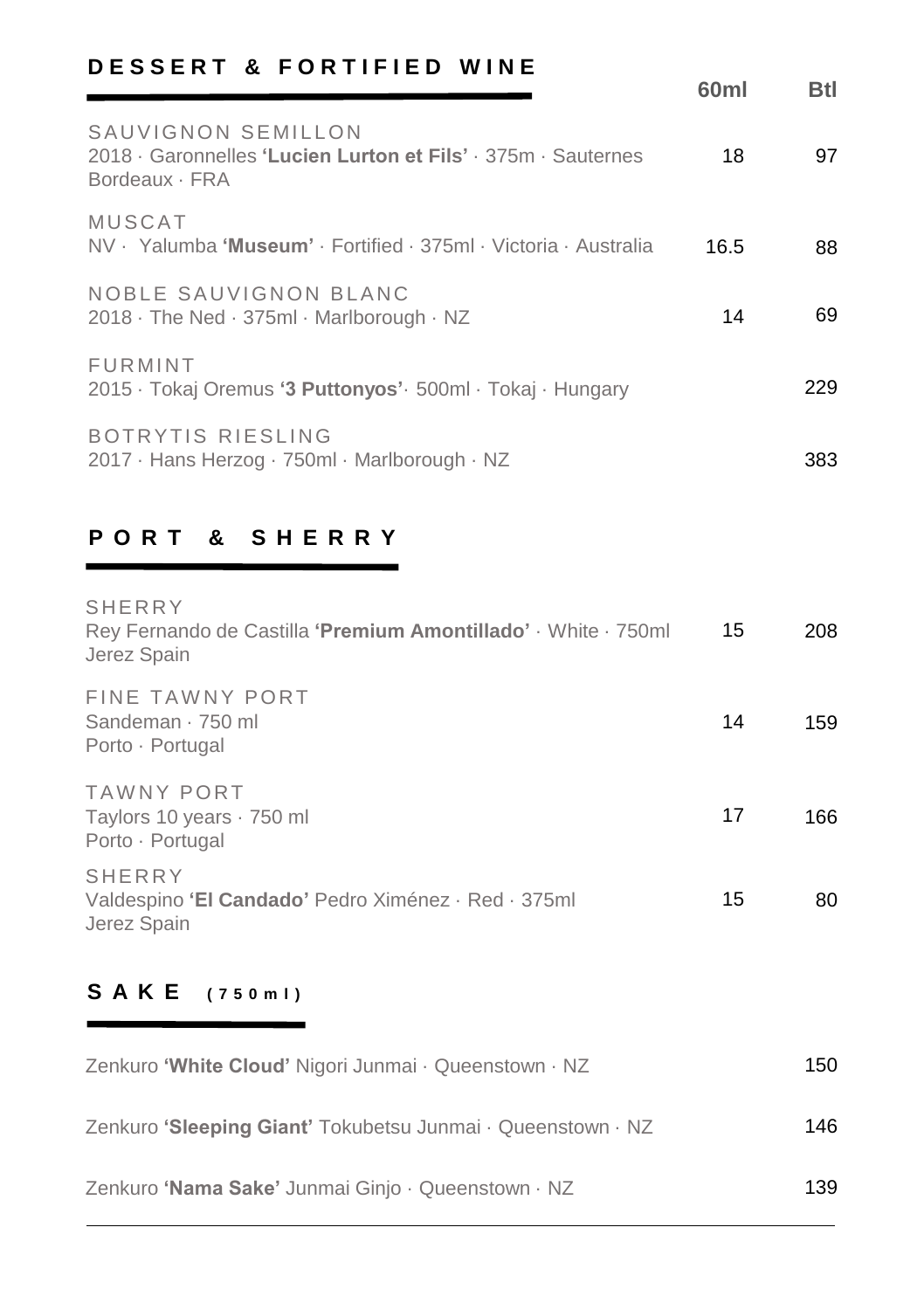## DESSERT & FORTIFIED WINE

| | 60ml | Btl |
|---|---|---|
| SAUVIGNON SEMILLON<br>2018 · Garonnelles **'Lucien Lurton et Fils'** · 375m · Sauternes Bordeaux · FRA | 18 | 97 |
| MUSCAT<br>NV · Yalumba **'Museum'** · Fortified · 375ml · Victoria · Australia | 16.5 | 88 |
| NOBLE SAUVIGNON BLANC<br>2018 · The Ned · 375ml · Marlborough · NZ | 14 | 69 |
| FURMINT<br>2015 · Tokaj Oremus **'3 Puttonyos'**· 500ml · Tokaj · Hungary | | 229 |
| BOTRYTIS RIESLING<br>2017 · Hans Herzog · 750ml · Marlborough · NZ | | 383 |

## PORT & SHERRY

| | 60ml | Btl |
|---|---|---|
| SHERRY<br>Rey Fernando de Castilla **'Premium Amontillado'** · White · 750ml Jerez Spain | 15 | 208 |
| FINE TAWNY PORT<br>Sandeman · 750 ml<br>Porto · Portugal | 14 | 159 |
| TAWNY PORT<br>Taylors 10 years · 750 ml<br>Porto · Portugal | 17 | 166 |
| SHERRY<br>Valdespino **'El Candado'** Pedro Ximénez · Red · 375ml<br>Jerez Spain | 15 | 80 |

## SAKE (750ml)

| | Btl |
|---|---|
| Zenkuro **'White Cloud'** Nigori Junmai · Queenstown · NZ | 150 |
| Zenkuro **'Sleeping Giant'** Tokubetsu Junmai · Queenstown · NZ | 146 |
| Zenkuro **'Nama Sake'** Junmai Ginjo · Queenstown · NZ | 139 |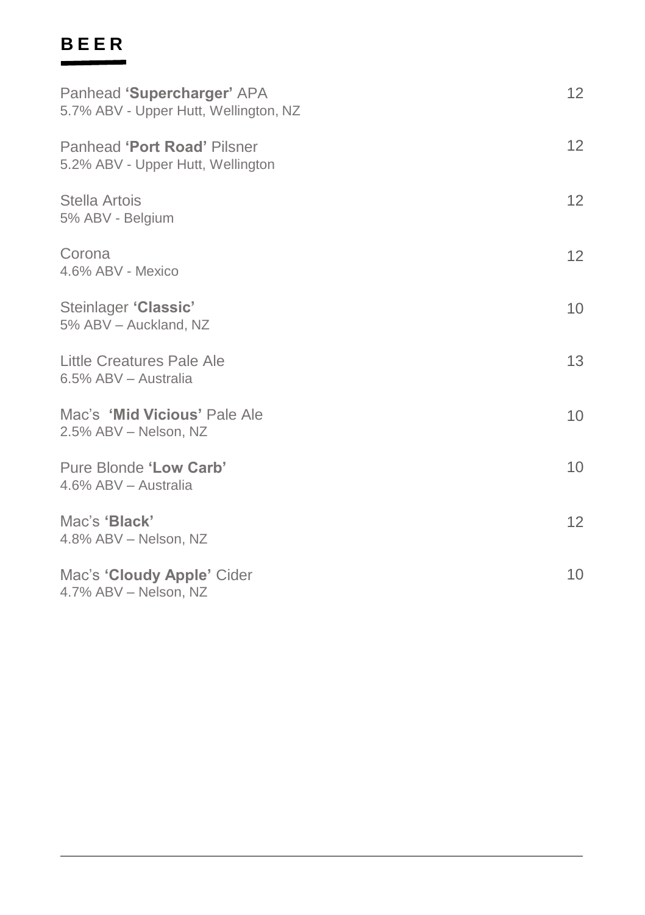## BEER

Panhead **'Supercharger'** APA — 12
5.7% ABV - Upper Hutt, Wellington, NZ

Panhead **'Port Road'** Pilsner — 12
5.2% ABV - Upper Hutt, Wellington

Stella Artois — 12
5% ABV - Belgium

Corona — 12
4.6% ABV - Mexico

Steinlager **'Classic'** — 10
5% ABV – Auckland, NZ

Little Creatures Pale Ale — 13
6.5% ABV – Australia

Mac's **'Mid Vicious'** Pale Ale — 10
2.5% ABV – Nelson, NZ

Pure Blonde **'Low Carb'** — 10
4.6% ABV – Australia

Mac's **'Black'** — 12
4.8% ABV – Nelson, NZ

Mac's **'Cloudy Apple'** Cider — 10
4.7% ABV – Nelson, NZ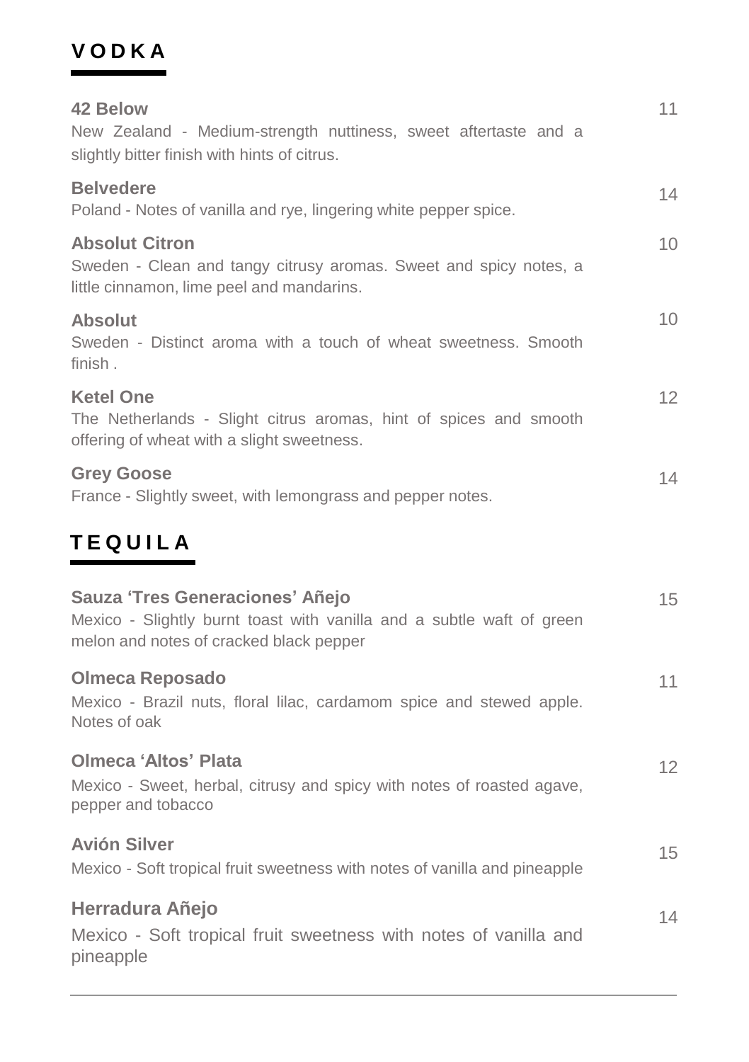## VODKA

**42 Below** 11
New Zealand - Medium-strength nuttiness, sweet aftertaste and a slightly bitter finish with hints of citrus.

**Belvedere** 14
Poland - Notes of vanilla and rye, lingering white pepper spice.

**Absolut Citron** 10
Sweden - Clean and tangy citrusy aromas. Sweet and spicy notes, a little cinnamon, lime peel and mandarins.

**Absolut** 10
Sweden - Distinct aroma with a touch of wheat sweetness. Smooth finish .

**Ketel One** 12
The Netherlands - Slight citrus aromas, hint of spices and smooth offering of wheat with a slight sweetness.

**Grey Goose** 14
France - Slightly sweet, with lemongrass and pepper notes.

## TEQUILA

**Sauza 'Tres Generaciones' Añejo** 15
Mexico - Slightly burnt toast with vanilla and a subtle waft of green melon and notes of cracked black pepper

**Olmeca Reposado** 11
Mexico - Brazil nuts, floral lilac, cardamom spice and stewed apple. Notes of oak

**Olmeca 'Altos' Plata** 12
Mexico - Sweet, herbal, citrusy and spicy with notes of roasted agave, pepper and tobacco

**Avión Silver** 15
Mexico - Soft tropical fruit sweetness with notes of vanilla and pineapple

**Herradura Añejo** 14
Mexico - Soft tropical fruit sweetness with notes of vanilla and pineapple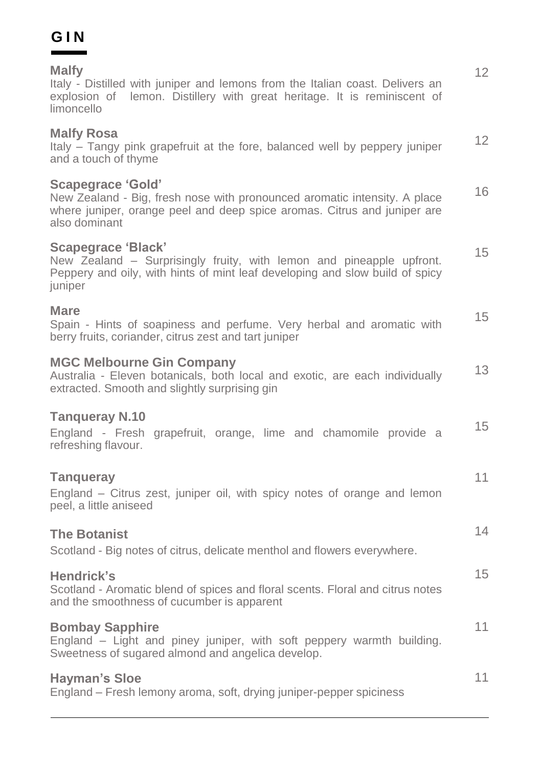# GIN

**Malfy** 12

Italy - Distilled with juniper and lemons from the Italian coast. Delivers an explosion of lemon. Distillery with great heritage. It is reminiscent of limoncello

**Malfy Rosa** 12

Italy – Tangy pink grapefruit at the fore, balanced well by peppery juniper and a touch of thyme

**Scapegrace 'Gold'** 16

New Zealand - Big, fresh nose with pronounced aromatic intensity. A place where juniper, orange peel and deep spice aromas. Citrus and juniper are also dominant

**Scapegrace 'Black'** 15

New Zealand – Surprisingly fruity, with lemon and pineapple upfront. Peppery and oily, with hints of mint leaf developing and slow build of spicy juniper

**Mare** 15

Spain - Hints of soapiness and perfume. Very herbal and aromatic with berry fruits, coriander, citrus zest and tart juniper

**MGC Melbourne Gin Company** 13

Australia - Eleven botanicals, both local and exotic, are each individually extracted. Smooth and slightly surprising gin

**Tanqueray N.10** 15

England - Fresh grapefruit, orange, lime and chamomile provide a refreshing flavour.

**Tanqueray** 11

England – Citrus zest, juniper oil, with spicy notes of orange and lemon peel, a little aniseed

**The Botanist** 14

Scotland - Big notes of citrus, delicate menthol and flowers everywhere.

**Hendrick's** 15

Scotland - Aromatic blend of spices and floral scents. Floral and citrus notes and the smoothness of cucumber is apparent

**Bombay Sapphire** 11

England – Light and piney juniper, with soft peppery warmth building. Sweetness of sugared almond and angelica develop.

**Hayman's Sloe** 11

England – Fresh lemony aroma, soft, drying juniper-pepper spiciness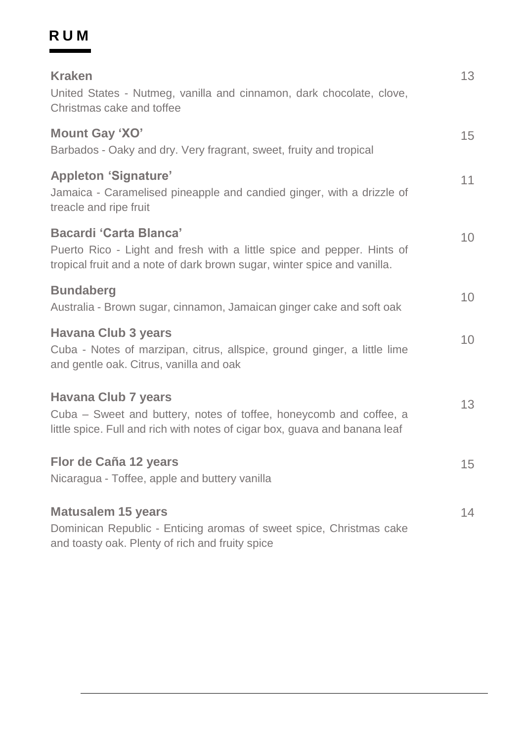# RUM

**Kraken** 13
United States - Nutmeg, vanilla and cinnamon, dark chocolate, clove, Christmas cake and toffee

**Mount Gay 'XO'** 15
Barbados - Oaky and dry. Very fragrant, sweet, fruity and tropical

**Appleton 'Signature'** 11
Jamaica - Caramelised pineapple and candied ginger, with a drizzle of treacle and ripe fruit

**Bacardi 'Carta Blanca'** 10
Puerto Rico - Light and fresh with a little spice and pepper. Hints of tropical fruit and a note of dark brown sugar, winter spice and vanilla.

**Bundaberg** 10
Australia - Brown sugar, cinnamon, Jamaican ginger cake and soft oak

**Havana Club 3 years** 10
Cuba - Notes of marzipan, citrus, allspice, ground ginger, a little lime and gentle oak. Citrus, vanilla and oak

**Havana Club 7 years** 13
Cuba – Sweet and buttery, notes of toffee, honeycomb and coffee, a little spice. Full and rich with notes of cigar box, guava and banana leaf

**Flor de Caña 12 years** 15
Nicaragua - Toffee, apple and buttery vanilla

**Matusalem 15 years** 14
Dominican Republic - Enticing aromas of sweet spice, Christmas cake and toasty oak. Plenty of rich and fruity spice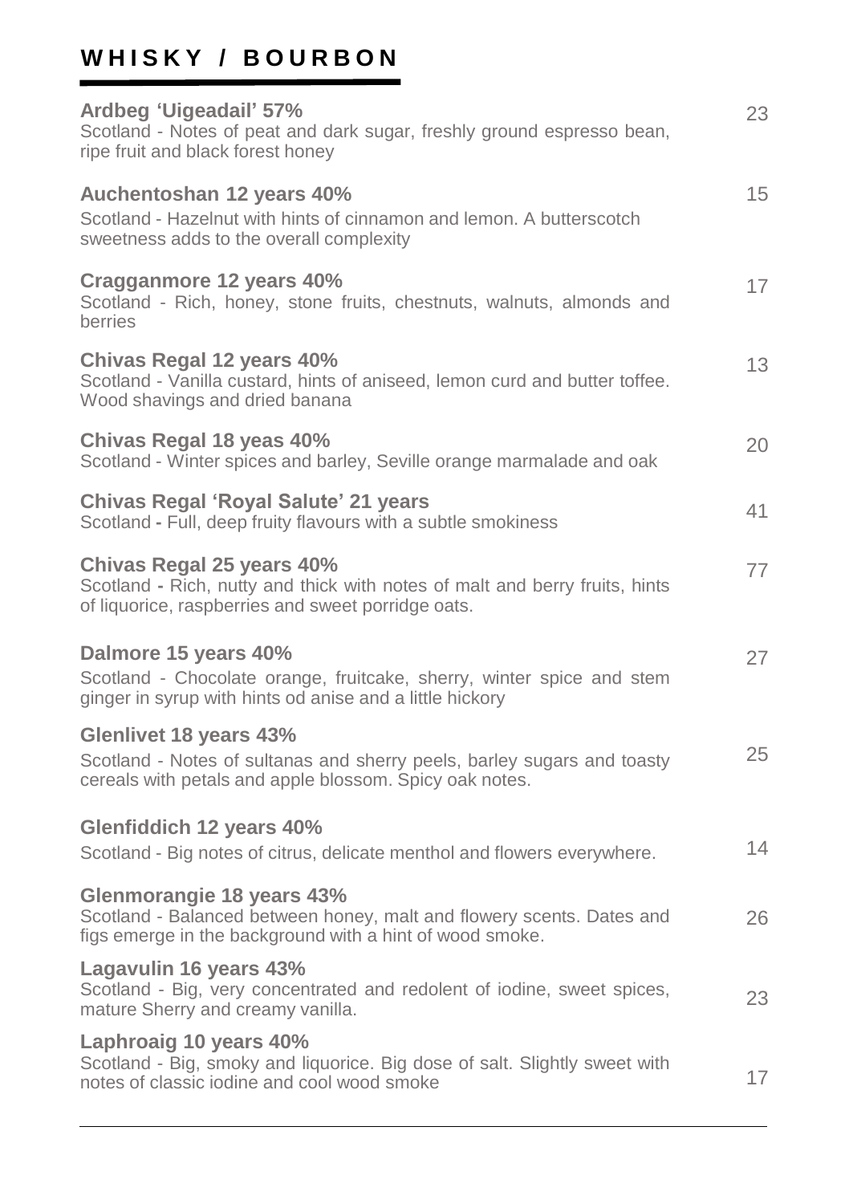# WHISKY / BOURBON

**Ardbeg 'Uigeadail' 57%** — 23
Scotland - Notes of peat and dark sugar, freshly ground espresso bean, ripe fruit and black forest honey

**Auchentoshan 12 years 40%** — 15
Scotland - Hazelnut with hints of cinnamon and lemon. A butterscotch sweetness adds to the overall complexity

**Cragganmore 12 years 40%** — 17
Scotland - Rich, honey, stone fruits, chestnuts, walnuts, almonds and berries

**Chivas Regal 12 years 40%** — 13
Scotland - Vanilla custard, hints of aniseed, lemon curd and butter toffee. Wood shavings and dried banana

**Chivas Regal 18 yeas 40%** — 20
Scotland - Winter spices and barley, Seville orange marmalade and oak

**Chivas Regal 'Royal Salute' 21 years** — 41
Scotland - Full, deep fruity flavours with a subtle smokiness

**Chivas Regal 25 years 40%** — 77
Scotland - Rich, nutty and thick with notes of malt and berry fruits, hints of liquorice, raspberries and sweet porridge oats.

**Dalmore 15 years 40%** — 27
Scotland - Chocolate orange, fruitcake, sherry, winter spice and stem ginger in syrup with hints od anise and a little hickory

**Glenlivet 18 years 43%** — 25
Scotland - Notes of sultanas and sherry peels, barley sugars and toasty cereals with petals and apple blossom. Spicy oak notes.

**Glenfiddich 12 years 40%** — 14
Scotland - Big notes of citrus, delicate menthol and flowers everywhere.

**Glenmorangie 18 years 43%** — 26
Scotland - Balanced between honey, malt and flowery scents. Dates and figs emerge in the background with a hint of wood smoke.

**Lagavulin 16 years 43%** — 23
Scotland - Big, very concentrated and redolent of iodine, sweet spices, mature Sherry and creamy vanilla.

**Laphroaig 10 years 40%** — 17
Scotland - Big, smoky and liquorice. Big dose of salt. Slightly sweet with notes of classic iodine and cool wood smoke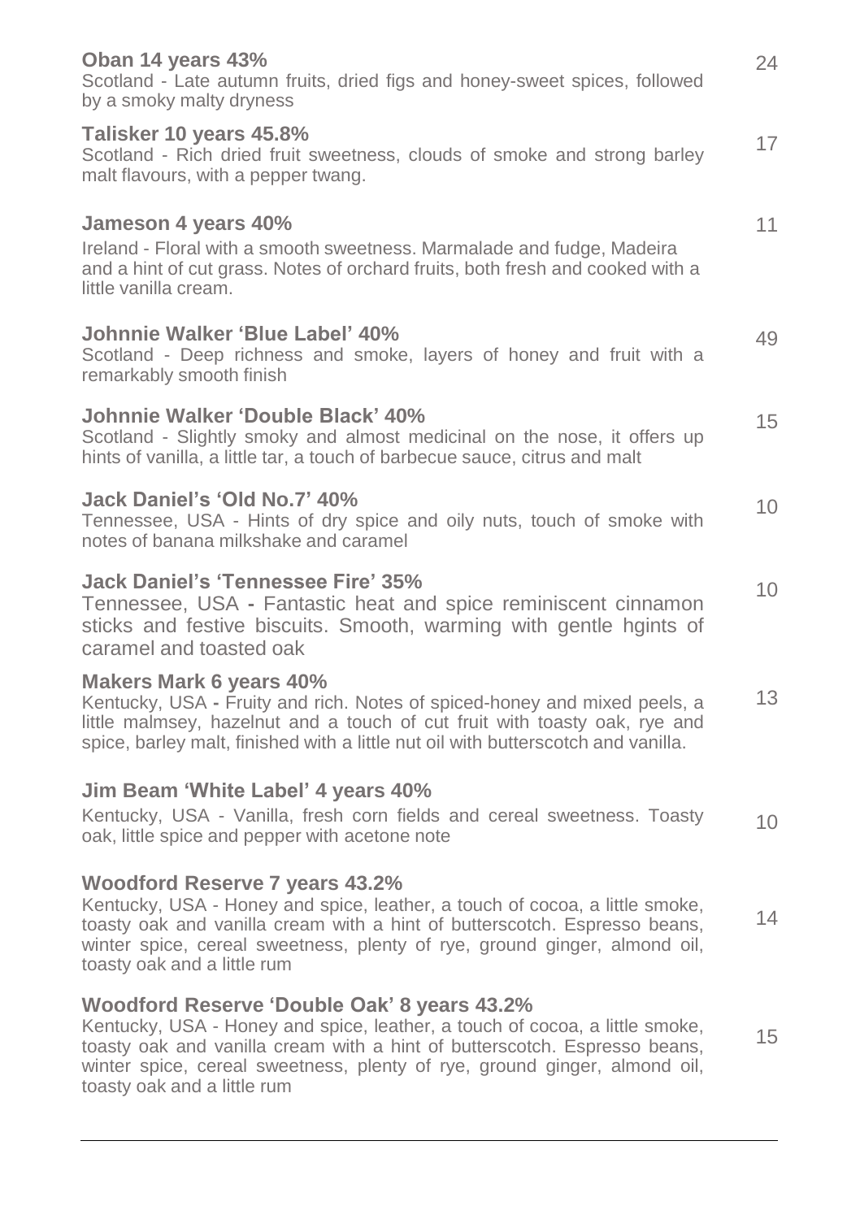**Oban 14 years 43%** 24
Scotland - Late autumn fruits, dried figs and honey-sweet spices, followed by a smoky malty dryness

**Talisker 10 years 45.8%** 17
Scotland - Rich dried fruit sweetness, clouds of smoke and strong barley malt flavours, with a pepper twang.

**Jameson 4 years 40%** 11
Ireland - Floral with a smooth sweetness. Marmalade and fudge, Madeira and a hint of cut grass. Notes of orchard fruits, both fresh and cooked with a little vanilla cream.

**Johnnie Walker 'Blue Label' 40%** 49
Scotland - Deep richness and smoke, layers of honey and fruit with a remarkably smooth finish

**Johnnie Walker 'Double Black' 40%** 15
Scotland - Slightly smoky and almost medicinal on the nose, it offers up hints of vanilla, a little tar, a touch of barbecue sauce, citrus and malt

**Jack Daniel's 'Old No.7' 40%** 10
Tennessee, USA - Hints of dry spice and oily nuts, touch of smoke with notes of banana milkshake and caramel

**Jack Daniel's 'Tennessee Fire' 35%** 10
Tennessee, USA - Fantastic heat and spice reminiscent cinnamon sticks and festive biscuits. Smooth, warming with gentle hgints of caramel and toasted oak

**Makers Mark 6 years 40%** 13
Kentucky, USA - Fruity and rich. Notes of spiced-honey and mixed peels, a little malmsey, hazelnut and a touch of cut fruit with toasty oak, rye and spice, barley malt, finished with a little nut oil with butterscotch and vanilla.

**Jim Beam 'White Label' 4 years 40%** 10
Kentucky, USA - Vanilla, fresh corn fields and cereal sweetness. Toasty oak, little spice and pepper with acetone note

**Woodford Reserve 7 years 43.2%** 14
Kentucky, USA - Honey and spice, leather, a touch of cocoa, a little smoke, toasty oak and vanilla cream with a hint of butterscotch. Espresso beans, winter spice, cereal sweetness, plenty of rye, ground ginger, almond oil, toasty oak and a little rum

**Woodford Reserve 'Double Oak' 8 years 43.2%** 15
Kentucky, USA - Honey and spice, leather, a touch of cocoa, a little smoke, toasty oak and vanilla cream with a hint of butterscotch. Espresso beans, winter spice, cereal sweetness, plenty of rye, ground ginger, almond oil, toasty oak and a little rum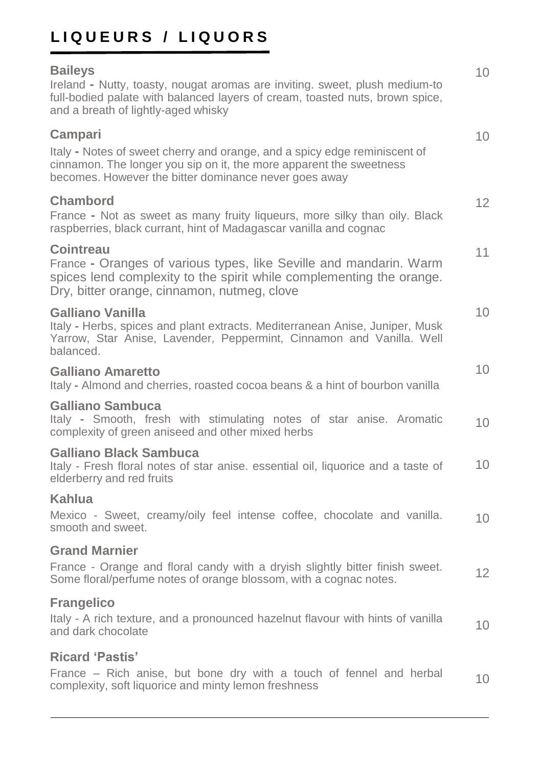# LIQUEURS / LIQUORS

**Baileys** 10

Ireland - Nutty, toasty, nougat aromas are inviting. sweet, plush medium-to full-bodied palate with balanced layers of cream, toasted nuts, brown spice, and a breath of lightly-aged whisky

**Campari** 10

Italy - Notes of sweet cherry and orange, and a spicy edge reminiscent of cinnamon. The longer you sip on it, the more apparent the sweetness becomes. However the bitter dominance never goes away

**Chambord** 12

France - Not as sweet as many fruity liqueurs, more silky than oily. Black raspberries, black currant, hint of Madagascar vanilla and cognac

**Cointreau** 11

France - Oranges of various types, like Seville and mandarin. Warm spices lend complexity to the spirit while complementing the orange. Dry, bitter orange, cinnamon, nutmeg, clove

**Galliano Vanilla** 10

Italy - Herbs, spices and plant extracts. Mediterranean Anise, Juniper, Musk Yarrow, Star Anise, Lavender, Peppermint, Cinnamon and Vanilla. Well balanced.

**Galliano Amaretto** 10

Italy - Almond and cherries, roasted cocoa beans & a hint of bourbon vanilla

**Galliano Sambuca** 10

Italy - Smooth, fresh with stimulating notes of star anise. Aromatic complexity of green aniseed and other mixed herbs

**Galliano Black Sambuca** 10

Italy - Fresh floral notes of star anise. essential oil, liquorice and a taste of elderberry and red fruits

**Kahlua** 10

Mexico - Sweet, creamy/oily feel intense coffee, chocolate and vanilla. smooth and sweet.

**Grand Marnier** 12

France - Orange and floral candy with a dryish slightly bitter finish sweet. Some floral/perfume notes of orange blossom, with a cognac notes.

**Frangelico** 10

Italy - A rich texture, and a pronounced hazelnut flavour with hints of vanilla and dark chocolate

**Ricard 'Pastis'** 10

France – Rich anise, but bone dry with a touch of fennel and herbal complexity, soft liquorice and minty lemon freshness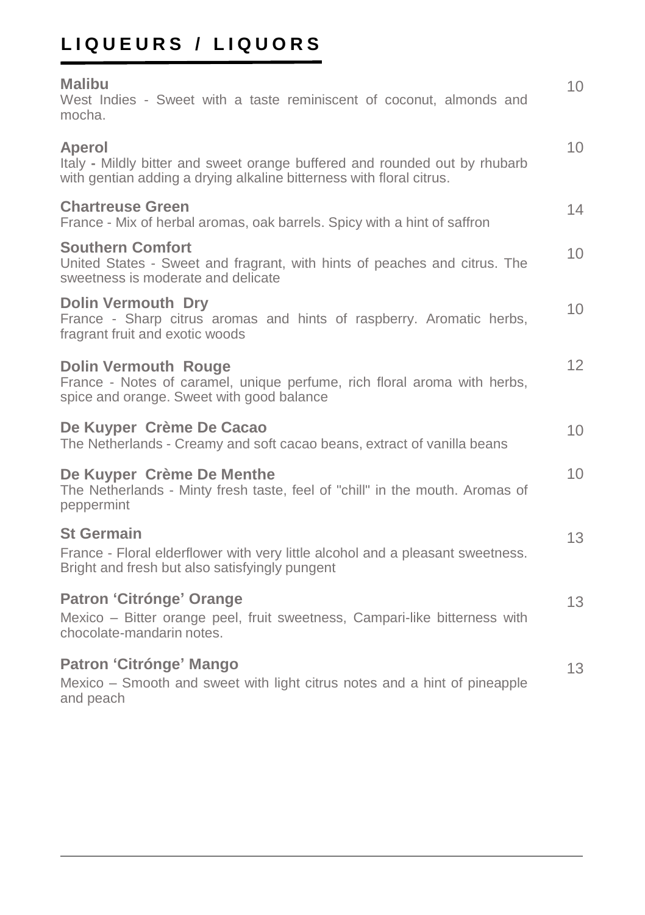# LIQUEURS / LIQUORS

**Malibu** 10
West Indies - Sweet with a taste reminiscent of coconut, almonds and mocha.

**Aperol** 10
Italy - Mildly bitter and sweet orange buffered and rounded out by rhubarb with gentian adding a drying alkaline bitterness with floral citrus.

**Chartreuse Green** 14
France - Mix of herbal aromas, oak barrels. Spicy with a hint of saffron

**Southern Comfort** 10
United States - Sweet and fragrant, with hints of peaches and citrus. The sweetness is moderate and delicate

**Dolin Vermouth Dry** 10
France - Sharp citrus aromas and hints of raspberry. Aromatic herbs, fragrant fruit and exotic woods

**Dolin Vermouth Rouge** 12
France - Notes of caramel, unique perfume, rich floral aroma with herbs, spice and orange. Sweet with good balance

**De Kuyper Crème De Cacao** 10
The Netherlands - Creamy and soft cacao beans, extract of vanilla beans

**De Kuyper Crème De Menthe** 10
The Netherlands - Minty fresh taste, feel of "chill" in the mouth. Aromas of peppermint

**St Germain** 13
France - Floral elderflower with very little alcohol and a pleasant sweetness. Bright and fresh but also satisfyingly pungent

**Patron 'Citrónge' Orange** 13
Mexico – Bitter orange peel, fruit sweetness, Campari-like bitterness with chocolate-mandarin notes.

**Patron 'Citrónge' Mango** 13
Mexico – Smooth and sweet with light citrus notes and a hint of pineapple and peach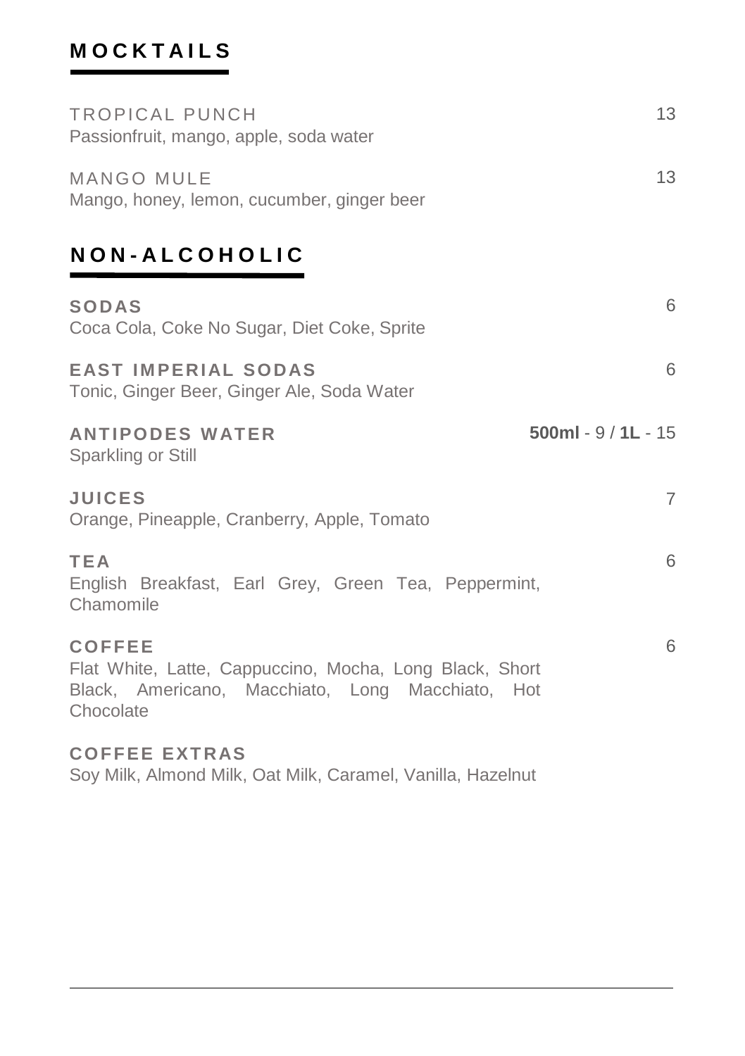## MOCKTAILS

TROPICAL PUNCH — 13
Passionfruit, mango, apple, soda water

MANGO MULE — 13
Mango, honey, lemon, cucumber, ginger beer

## NON-ALCOHOLIC

**SODAS** — 6
Coca Cola, Coke No Sugar, Diet Coke, Sprite

**EAST IMPERIAL SODAS** — 6
Tonic, Ginger Beer, Ginger Ale, Soda Water

**ANTIPODES WATER** — **500ml** - 9 / **1L** - 15
Sparkling or Still

**JUICES** — 7
Orange, Pineapple, Cranberry, Apple, Tomato

**TEA** — 6
English Breakfast, Earl Grey, Green Tea, Peppermint, Chamomile

**COFFEE** — 6
Flat White, Latte, Cappuccino, Mocha, Long Black, Short Black, Americano, Macchiato, Long Macchiato, Hot Chocolate

**COFFEE EXTRAS**
Soy Milk, Almond Milk, Oat Milk, Caramel, Vanilla, Hazelnut